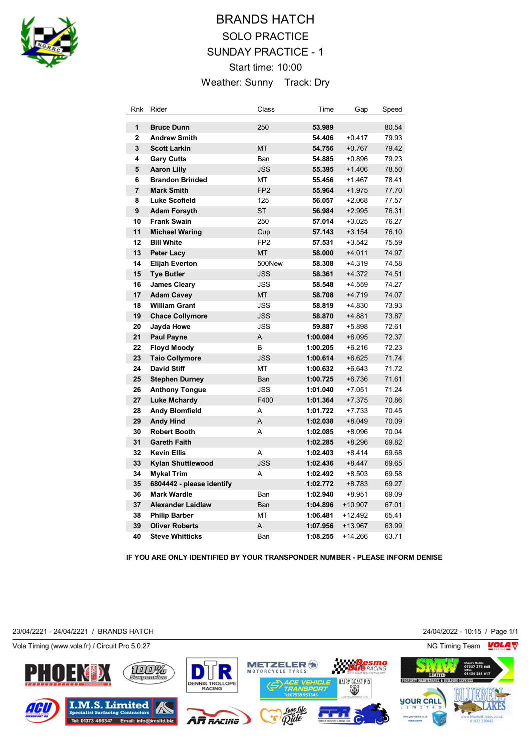# BRANDS HATCH

## SOLO PRACTICE

## SUNDAY PRACTICE - 1

Start time: 10:00

Weather: Sunny Track: Dry

| Rnk | Rider | Class | Time | Gap | Speed |
|---|---|---|---|---|---|
| 1 | **Bruce Dunn** | 250 | **53.989** | | 80.54 |
| 2 | **Andrew Smith** | | **54.406** | +0.417 | 79.93 |
| 3 | **Scott Larkin** | MT | **54.756** | +0.767 | 79.42 |
| 4 | **Gary Cutts** | Ban | **54.885** | +0.896 | 79.23 |
| 5 | **Aaron Lilly** | JSS | **55.395** | +1.406 | 78.50 |
| 6 | **Brandon Brinded** | MT | **55.456** | +1.467 | 78.41 |
| 7 | **Mark Smith** | FP2 | **55.964** | +1.975 | 77.70 |
| 8 | **Luke Scofield** | 125 | **56.057** | +2.068 | 77.57 |
| 9 | **Adam Forsyth** | ST | **56.984** | +2.995 | 76.31 |
| 10 | **Frank Swain** | 250 | **57.014** | +3.025 | 76.27 |
| 11 | **Michael Waring** | Cup | **57.143** | +3.154 | 76.10 |
| 12 | **Bill White** | FP2 | **57.531** | +3.542 | 75.59 |
| 13 | **Peter Lacy** | MT | **58.000** | +4.011 | 74.97 |
| 14 | **Elijah Everton** | 500New | **58.308** | +4.319 | 74.58 |
| 15 | **Tye Butler** | JSS | **58.361** | +4.372 | 74.51 |
| 16 | **James Cleary** | JSS | **58.548** | +4.559 | 74.27 |
| 17 | **Adam Cavey** | MT | **58.708** | +4.719 | 74.07 |
| 18 | **William Grant** | JSS | **58.819** | +4.830 | 73.93 |
| 19 | **Chace Collymore** | JSS | **58.870** | +4.881 | 73.87 |
| 20 | **Jayda Howe** | JSS | **59.887** | +5.898 | 72.61 |
| 21 | **Paul Payne** | A | **1:00.084** | +6.095 | 72.37 |
| 22 | **Floyd Moody** | B | **1:00.205** | +6.216 | 72.23 |
| 23 | **Taio Collymore** | JSS | **1:00.614** | +6.625 | 71.74 |
| 24 | **David Stiff** | MT | **1:00.632** | +6.643 | 71.72 |
| 25 | **Stephen Durney** | Ban | **1:00.725** | +6.736 | 71.61 |
| 26 | **Anthony Tongue** | JSS | **1:01.040** | +7.051 | 71.24 |
| 27 | **Luke Mchardy** | F400 | **1:01.364** | +7.375 | 70.86 |
| 28 | **Andy Blomfield** | A | **1:01.722** | +7.733 | 70.45 |
| 29 | **Andy Hind** | A | **1:02.038** | +8.049 | 70.09 |
| 30 | **Robert Booth** | A | **1:02.085** | +8.096 | 70.04 |
| 31 | **Gareth Faith** | | **1:02.285** | +8.296 | 69.82 |
| 32 | **Kevin Ellis** | A | **1:02.403** | +8.414 | 69.68 |
| 33 | **Kylan Shuttlewood** | JSS | **1:02.436** | +8.447 | 69.65 |
| 34 | **Mykal Trim** | A | **1:02.492** | +8.503 | 69.58 |
| 35 | **6804442 - please identify** | | **1:02.772** | +8.783 | 69.27 |
| 36 | **Mark Wardle** | Ban | **1:02.940** | +8.951 | 69.09 |
| 37 | **Alexander Laidlaw** | Ban | **1:04.896** | +10.907 | 67.01 |
| 38 | **Philip Barber** | MT | **1:06.481** | +12.492 | 65.41 |
| 39 | **Oliver Roberts** | A | **1:07.956** | +13.967 | 63.99 |
| 40 | **Steve Whitticks** | Ban | **1:08.255** | +14.266 | 63.71 |

**IF YOU ARE ONLY IDENTIFIED BY YOUR TRANSPONDER NUMBER - PLEASE INFORM DENISE**

23/04/2221 - 24/04/2221 / BRANDS HATCH 24/04/2022 - 10:15

Vola Timing (www.vola.fr) / Circuit Pro 5.0.27 NG Timing Team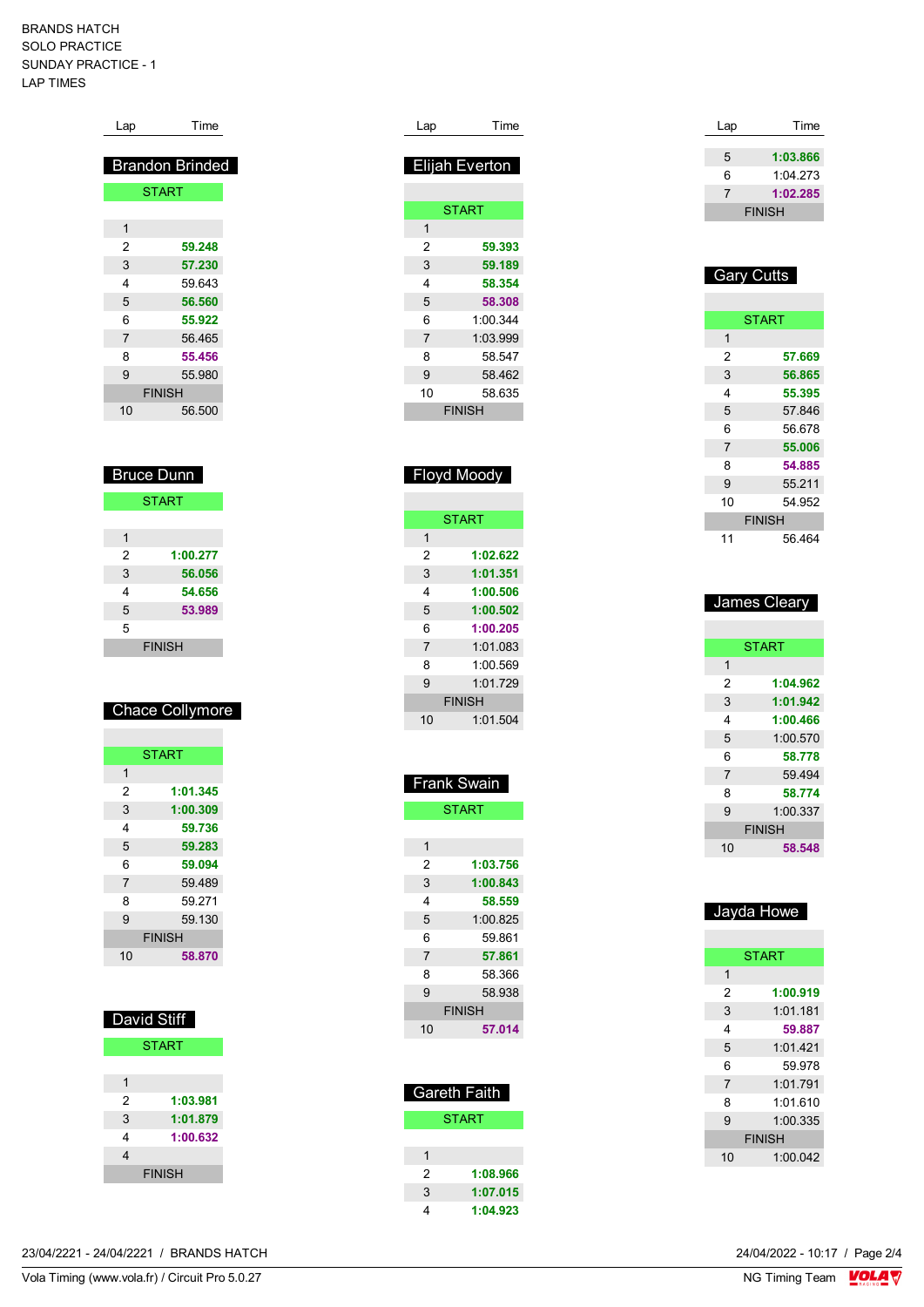BRANDS HATCH
SOLO PRACTICE
SUNDAY PRACTICE - 1
LAP TIMES

## Brandon Brinded

| Lap | Time |
|---|---|
| START | |
| 1 | |
| 2 | **59.248** |
| 3 | **57.230** |
| 4 | 59.643 |
| 5 | **56.560** |
| 6 | **55.922** |
| 7 | 56.465 |
| 8 | **55.456** |
| 9 | 55.980 |
| FINISH | |
| 10 | 56.500 |

## Bruce Dunn

| Lap | Time |
|---|---|
| START | |
| 1 | |
| 2 | **1:00.277** |
| 3 | **56.056** |
| 4 | **54.656** |
| 5 | **53.989** |
| 5 | |
| FINISH | |

## Chace Collymore

| Lap | Time |
|---|---|
| START | |
| 1 | |
| 2 | **1:01.345** |
| 3 | **1:00.309** |
| 4 | **59.736** |
| 5 | **59.283** |
| 6 | **59.094** |
| 7 | 59.489 |
| 8 | 59.271 |
| 9 | 59.130 |
| FINISH | |
| 10 | **58.870** |

## David Stiff

| Lap | Time |
|---|---|
| START | |
| 1 | |
| 2 | **1:03.981** |
| 3 | **1:01.879** |
| 4 | **1:00.632** |
| 4 | |
| FINISH | |

## Elijah Everton

| Lap | Time |
|---|---|
| START | |
| 1 | |
| 2 | **59.393** |
| 3 | **59.189** |
| 4 | **58.354** |
| 5 | **58.308** |
| 6 | 1:00.344 |
| 7 | 1:03.999 |
| 8 | 58.547 |
| 9 | 58.462 |
| 10 | 58.635 |
| FINISH | |

## Floyd Moody

| Lap | Time |
|---|---|
| START | |
| 1 | |
| 2 | **1:02.622** |
| 3 | **1:01.351** |
| 4 | **1:00.506** |
| 5 | **1:00.502** |
| 6 | **1:00.205** |
| 7 | 1:01.083 |
| 8 | 1:00.569 |
| 9 | 1:01.729 |
| FINISH | |
| 10 | 1:01.504 |

## Frank Swain

| Lap | Time |
|---|---|
| START | |
| 1 | |
| 2 | **1:03.756** |
| 3 | **1:00.843** |
| 4 | **58.559** |
| 5 | 1:00.825 |
| 6 | 59.861 |
| 7 | **57.861** |
| 8 | 58.366 |
| 9 | 58.938 |
| FINISH | |
| 10 | **57.014** |

## Gareth Faith

| Lap | Time |
|---|---|
| START | |
| 1 | |
| 2 | **1:08.966** |
| 3 | **1:07.015** |
| 4 | **1:04.923** |
| 5 | **1:03.866** |
| 6 | 1:04.273 |
| 7 | **1:02.285** |
| FINISH | |

## Gary Cutts

| Lap | Time |
|---|---|
| START | |
| 1 | |
| 2 | **57.669** |
| 3 | **56.865** |
| 4 | **55.395** |
| 5 | 57.846 |
| 6 | 56.678 |
| 7 | **55.006** |
| 8 | **54.885** |
| 9 | 55.211 |
| 10 | 54.952 |
| FINISH | |
| 11 | 56.464 |

## James Cleary

| Lap | Time |
|---|---|
| START | |
| 1 | |
| 2 | **1:04.962** |
| 3 | **1:01.942** |
| 4 | **1:00.466** |
| 5 | 1:00.570 |
| 6 | **58.778** |
| 7 | 59.494 |
| 8 | **58.774** |
| 9 | 1:00.337 |
| FINISH | |
| 10 | **58.548** |

## Jayda Howe

| Lap | Time |
|---|---|
| START | |
| 1 | |
| 2 | **1:00.919** |
| 3 | 1:01.181 |
| 4 | **59.887** |
| 5 | 1:01.421 |
| 6 | 59.978 |
| 7 | 1:01.791 |
| 8 | 1:01.610 |
| 9 | 1:00.335 |
| FINISH | |
| 10 | 1:00.042 |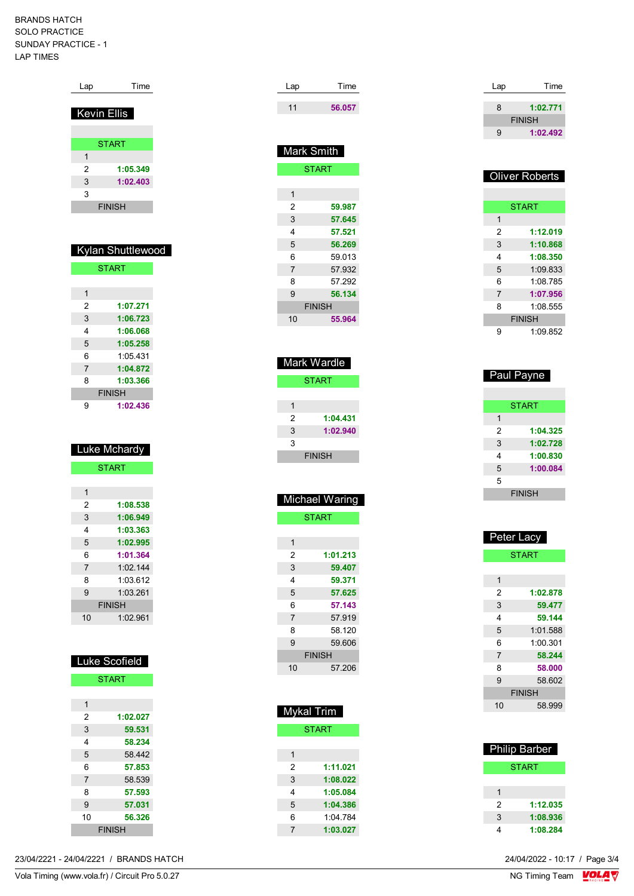BRANDS HATCH
SOLO PRACTICE
SUNDAY PRACTICE - 1
LAP TIMES

## Kevin Ellis

| Lap | Time |
|---|---|
| | |
| START | |
| 1 | |
| 2 | 1:05.349 |
| 3 | 1:02.403 |
| 3 | |
| FINISH | |

## Kylan Shuttlewood

| Lap | Time |
|---|---|
| START | |
| | |
| 1 | |
| 2 | 1:07.271 |
| 3 | 1:06.723 |
| 4 | 1:06.068 |
| 5 | 1:05.258 |
| 6 | 1:05.431 |
| 7 | 1:04.872 |
| 8 | 1:03.366 |
| FINISH | |
| 9 | 1:02.436 |

## Luke Mchardy

| Lap | Time |
|---|---|
| START | |
| | |
| 1 | |
| 2 | 1:08.538 |
| 3 | 1:06.949 |
| 4 | 1:03.363 |
| 5 | 1:02.995 |
| 6 | 1:01.364 |
| 7 | 1:02.144 |
| 8 | 1:03.612 |
| 9 | 1:03.261 |
| FINISH | |
| 10 | 1:02.961 |

## Luke Scofield

| Lap | Time |
|---|---|
| START | |
| | |
| 1 | |
| 2 | 1:02.027 |
| 3 | 59.531 |
| 4 | 58.234 |
| 5 | 58.442 |
| 6 | 57.853 |
| 7 | 58.539 |
| 8 | 57.593 |
| 9 | 57.031 |
| 10 | 56.326 |
| FINISH | |

| Lap | Time |
|---|---|
| 11 | 56.057 |

## Mark Smith

| Lap | Time |
|---|---|
| START | |
| | |
| 1 | |
| 2 | 59.987 |
| 3 | 57.645 |
| 4 | 57.521 |
| 5 | 56.269 |
| 6 | 59.013 |
| 7 | 57.932 |
| 8 | 57.292 |
| 9 | 56.134 |
| FINISH | |
| 10 | 55.964 |

## Mark Wardle

| Lap | Time |
|---|---|
| START | |
| | |
| 1 | |
| 2 | 1:04.431 |
| 3 | 1:02.940 |
| 3 | |
| FINISH | |

## Michael Waring

| Lap | Time |
|---|---|
| START | |
| | |
| 1 | |
| 2 | 1:01.213 |
| 3 | 59.407 |
| 4 | 59.371 |
| 5 | 57.625 |
| 6 | 57.143 |
| 7 | 57.919 |
| 8 | 58.120 |
| 9 | 59.606 |
| FINISH | |
| 10 | 57.206 |

## Mykal Trim

| Lap | Time |
|---|---|
| START | |
| | |
| 1 | |
| 2 | 1:11.021 |
| 3 | 1:08.022 |
| 4 | 1:05.084 |
| 5 | 1:04.386 |
| 6 | 1:04.784 |
| 7 | 1:03.027 |

| Lap | Time |
|---|---|
| 8 | 1:02.771 |
| FINISH | |
| 9 | 1:02.492 |

## Oliver Roberts

| Lap | Time |
|---|---|
| | |
| START | |
| 1 | |
| 2 | 1:12.019 |
| 3 | 1:10.868 |
| 4 | 1:08.350 |
| 5 | 1:09.833 |
| 6 | 1:08.785 |
| 7 | 1:07.956 |
| 8 | 1:08.555 |
| FINISH | |
| 9 | 1:09.852 |

## Paul Payne

| Lap | Time |
|---|---|
| | |
| START | |
| 1 | |
| 2 | 1:04.325 |
| 3 | 1:02.728 |
| 4 | 1:00.830 |
| 5 | 1:00.084 |
| 5 | |
| FINISH | |

## Peter Lacy

| Lap | Time |
|---|---|
| START | |
| | |
| 1 | |
| 2 | 1:02.878 |
| 3 | 59.477 |
| 4 | 59.144 |
| 5 | 1:01.588 |
| 6 | 1:00.301 |
| 7 | 58.244 |
| 8 | 58.000 |
| 9 | 58.602 |
| FINISH | |
| 10 | 58.999 |

## Philip Barber

| Lap | Time |
|---|---|
| START | |
| | |
| 1 | |
| 2 | 1:12.035 |
| 3 | 1:08.936 |
| 4 | 1:08.284 |

23/04/2221 - 24/04/2221 / BRANDS HATCH

24/04/2022 - 10:17

Vola Timing (www.vola.fr) / Circuit Pro 5.0.27

NG Timing Team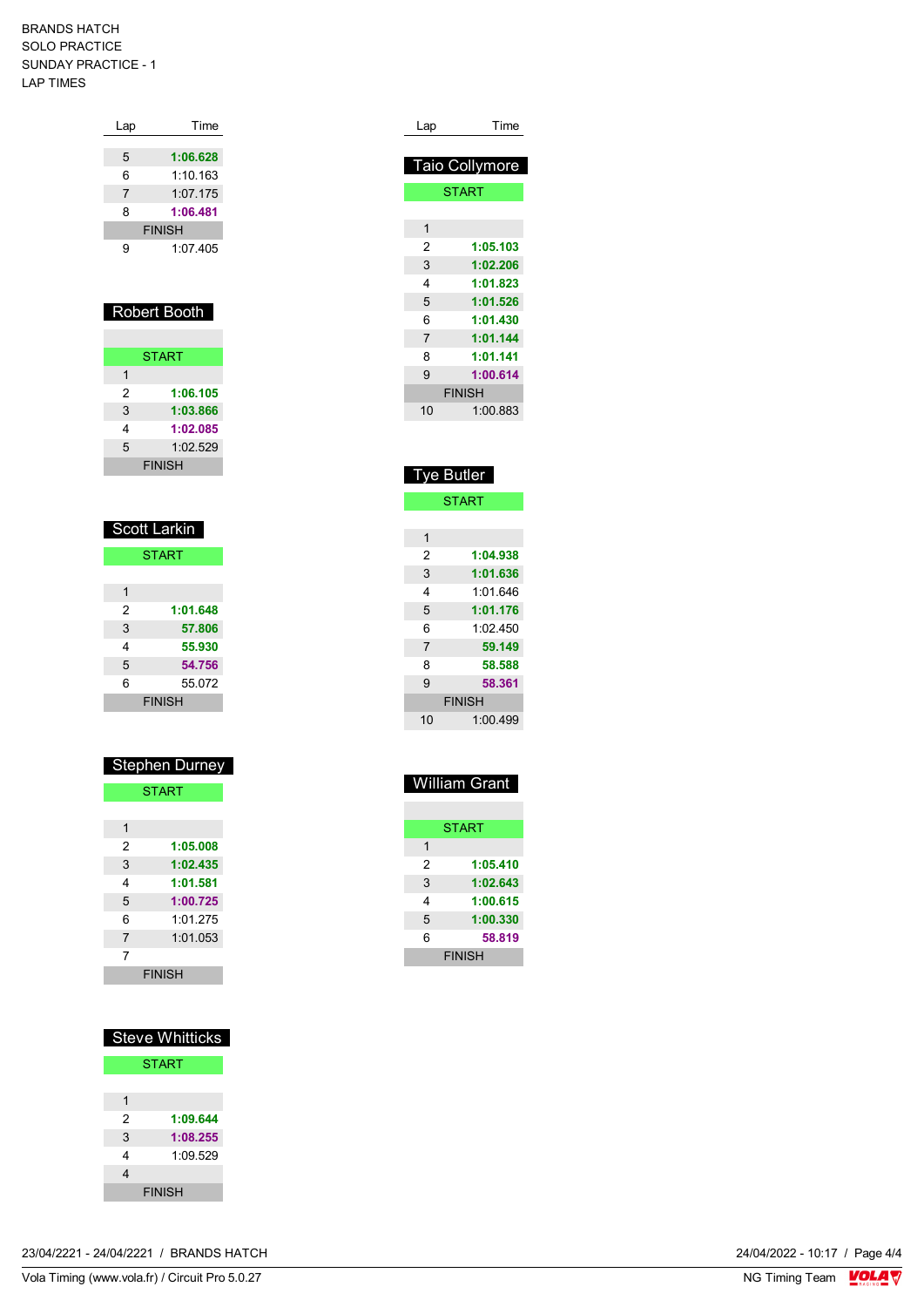BRANDS HATCH
SOLO PRACTICE
SUNDAY PRACTICE - 1
LAP TIMES

| Lap | Time |
|---|---|
| 5 | **1:06.628** |
| 6 | 1:10.163 |
| 7 | 1:07.175 |
| 8 | **1:06.481** |
| FINISH | |
| 9 | 1:07.405 |

## Robert Booth

| Lap | Time |
|---|---|
| START | |
| 1 | |
| 2 | **1:06.105** |
| 3 | **1:03.866** |
| 4 | **1:02.085** |
| 5 | 1:02.529 |
| FINISH | |

## Scott Larkin

| Lap | Time |
|---|---|
| START | |
| 1 | |
| 2 | **1:01.648** |
| 3 | **57.806** |
| 4 | **55.930** |
| 5 | **54.756** |
| 6 | 55.072 |
| FINISH | |

## Stephen Durney

| Lap | Time |
|---|---|
| START | |
| 1 | |
| 2 | **1:05.008** |
| 3 | **1:02.435** |
| 4 | **1:01.581** |
| 5 | **1:00.725** |
| 6 | 1:01.275 |
| 7 | 1:01.053 |
| 7 | |
| FINISH | |

## Steve Whitticks

| Lap | Time |
|---|---|
| START | |
| 1 | |
| 2 | **1:09.644** |
| 3 | **1:08.255** |
| 4 | 1:09.529 |
| 4 | |
| FINISH | |

## Taio Collymore

| Lap | Time |
|---|---|
| START | |
| 1 | |
| 2 | **1:05.103** |
| 3 | **1:02.206** |
| 4 | **1:01.823** |
| 5 | **1:01.526** |
| 6 | **1:01.430** |
| 7 | **1:01.144** |
| 8 | **1:01.141** |
| 9 | **1:00.614** |
| FINISH | |
| 10 | 1:00.883 |

## Tye Butler

| Lap | Time |
|---|---|
| START | |
| 1 | |
| 2 | **1:04.938** |
| 3 | **1:01.636** |
| 4 | 1:01.646 |
| 5 | **1:01.176** |
| 6 | 1:02.450 |
| 7 | **59.149** |
| 8 | **58.588** |
| 9 | **58.361** |
| FINISH | |
| 10 | 1:00.499 |

## William Grant

| Lap | Time |
|---|---|
| START | |
| 1 | |
| 2 | **1:05.410** |
| 3 | **1:02.643** |
| 4 | **1:00.615** |
| 5 | **1:00.330** |
| 6 | **58.819** |
| FINISH | |

23/04/2221 - 24/04/2221 / BRANDS HATCH
Vola Timing (www.vola.fr) / Circuit Pro 5.0.27
24/04/2022 - 10:17
NG Timing Team